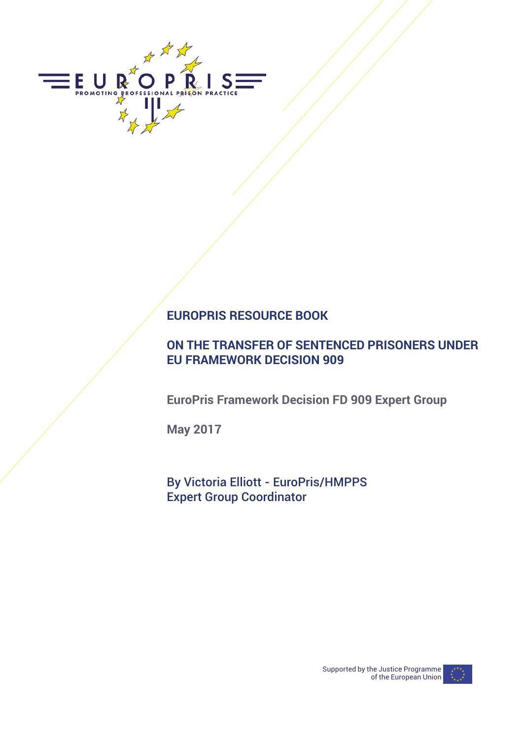# EUROPRIS RESOURCE BOOK

# ON THE TRANSFER OF SENTENCED PRISONERS UNDER EU FRAMEWORK DECISION 909

**EuroPris Framework Decision FD 909 Expert Group**

**May 2017**

By Victoria Elliott - EuroPris/HMPPS
Expert Group Coordinator

Supported by the Justice Programme of the European Union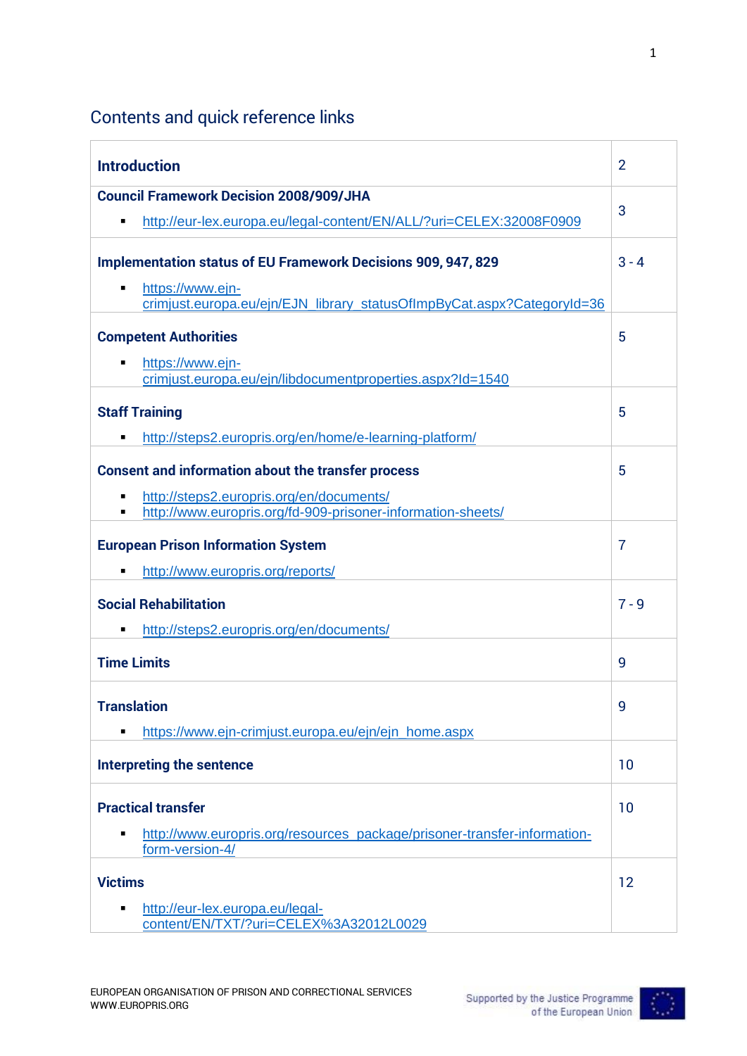## Contents and quick reference links

| | |
|---|---|
| **Introduction** | 2 |
| **Council Framework Decision 2008/909/JHA**<br>▪ http://eur-lex.europa.eu/legal-content/EN/ALL/?uri=CELEX:32008F0909 | 3 |
| **Implementation status of EU Framework Decisions 909, 947, 829**<br>▪ https://www.ejn-crimjust.europa.eu/ejn/EJN_library_statusOfImpByCat.aspx?CategoryId=36 | 3 - 4 |
| **Competent Authorities**<br>▪ https://www.ejn-crimjust.europa.eu/ejn/libdocumentproperties.aspx?Id=1540 | 5 |
| **Staff Training**<br>▪ http://steps2.europris.org/en/home/e-learning-platform/ | 5 |
| **Consent and information about the transfer process**<br>▪ http://steps2.europris.org/en/documents/<br>▪ http://www.europris.org/fd-909-prisoner-information-sheets/ | 5 |
| **European Prison Information System**<br>▪ http://www.europris.org/reports/ | 7 |
| **Social Rehabilitation**<br>▪ http://steps2.europris.org/en/documents/ | 7 - 9 |
| **Time Limits** | 9 |
| **Translation**<br>▪ https://www.ejn-crimjust.europa.eu/ejn/ejn_home.aspx | 9 |
| **Interpreting the sentence** | 10 |
| **Practical transfer**<br>▪ http://www.europris.org/resources_package/prisoner-transfer-information-form-version-4/ | 10 |
| **Victims**<br>▪ http://eur-lex.europa.eu/legal-content/EN/TXT/?uri=CELEX%3A32012L0029 | 12 |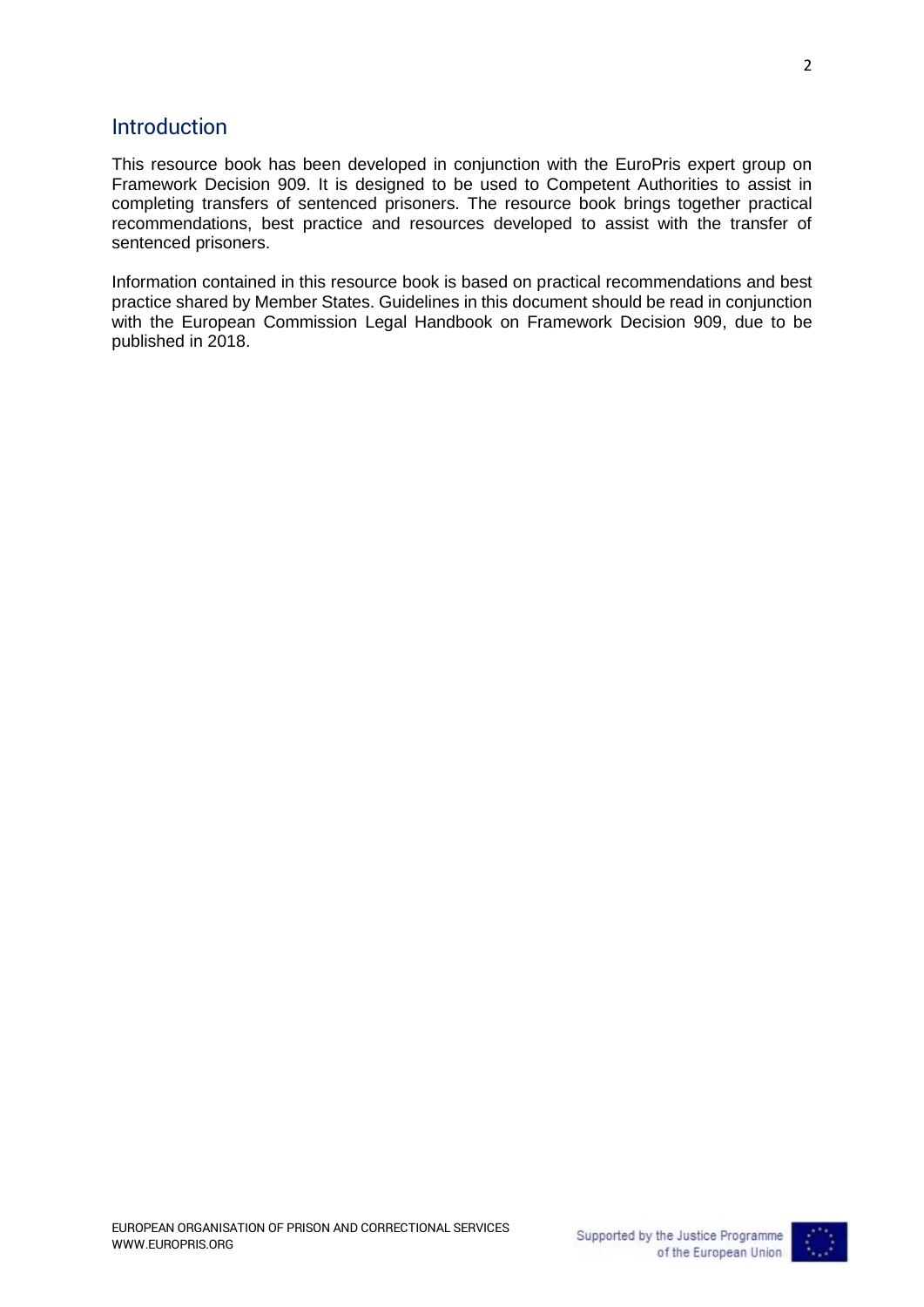## Introduction

This resource book has been developed in conjunction with the EuroPris expert group on Framework Decision 909. It is designed to be used to Competent Authorities to assist in completing transfers of sentenced prisoners. The resource book brings together practical recommendations, best practice and resources developed to assist with the transfer of sentenced prisoners.

Information contained in this resource book is based on practical recommendations and best practice shared by Member States. Guidelines in this document should be read in conjunction with the European Commission Legal Handbook on Framework Decision 909, due to be published in 2018.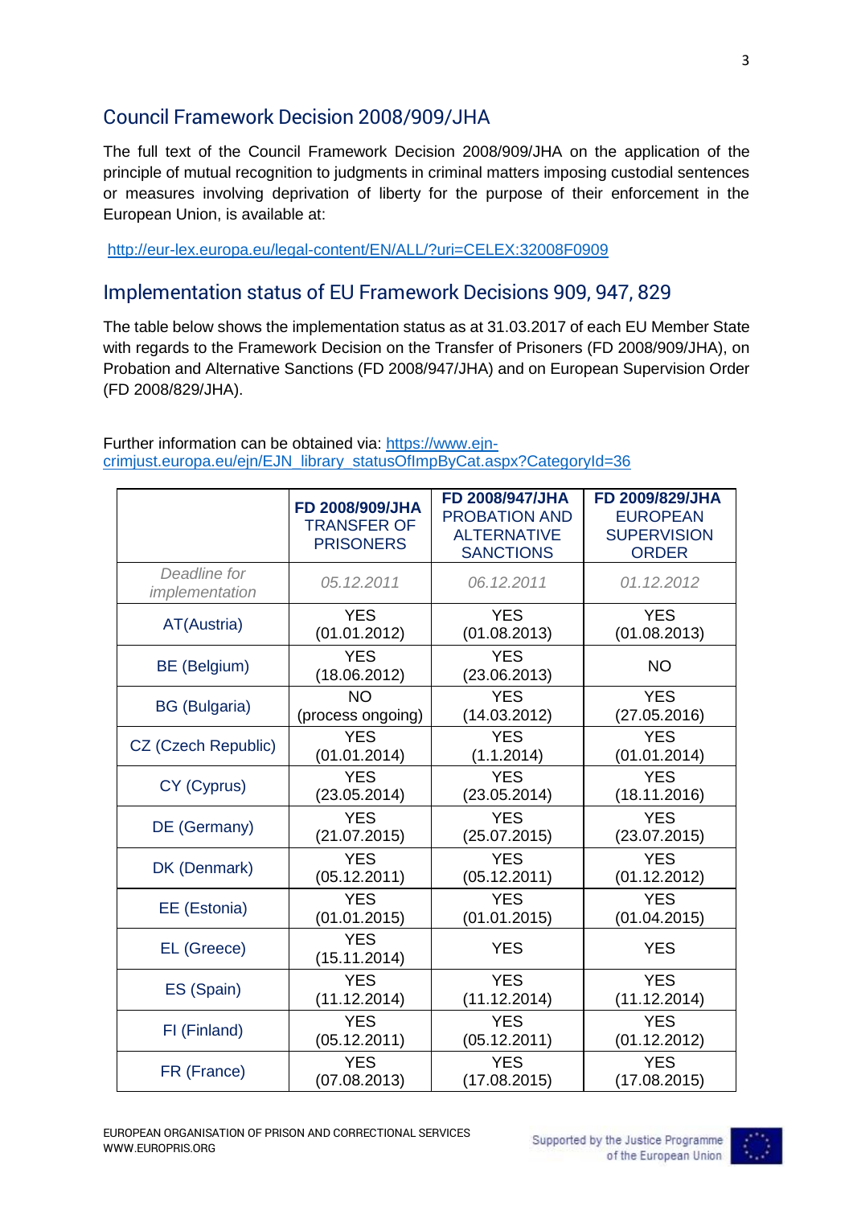## Council Framework Decision 2008/909/JHA

The full text of the Council Framework Decision 2008/909/JHA on the application of the principle of mutual recognition to judgments in criminal matters imposing custodial sentences or measures involving deprivation of liberty for the purpose of their enforcement in the European Union, is available at:

http://eur-lex.europa.eu/legal-content/EN/ALL/?uri=CELEX:32008F0909

## Implementation status of EU Framework Decisions 909, 947, 829

The table below shows the implementation status as at 31.03.2017 of each EU Member State with regards to the Framework Decision on the Transfer of Prisoners (FD 2008/909/JHA), on Probation and Alternative Sanctions (FD 2008/947/JHA) and on European Supervision Order (FD 2008/829/JHA).

Further information can be obtained via: https://www.ejn-crimjust.europa.eu/ejn/EJN_library_statusOfImpByCat.aspx?CategoryId=36

| | **FD 2008/909/JHA** TRANSFER OF PRISONERS | **FD 2008/947/JHA** PROBATION AND ALTERNATIVE SANCTIONS | **FD 2009/829/JHA** EUROPEAN SUPERVISION ORDER |
|---|---|---|---|
| *Deadline for implementation* | *05.12.2011* | *06.12.2011* | *01.12.2012* |
| AT(Austria) | YES (01.01.2012) | YES (01.08.2013) | YES (01.08.2013) |
| BE (Belgium) | YES (18.06.2012) | YES (23.06.2013) | NO |
| BG (Bulgaria) | NO (process ongoing) | YES (14.03.2012) | YES (27.05.2016) |
| CZ (Czech Republic) | YES (01.01.2014) | YES (1.1.2014) | YES (01.01.2014) |
| CY (Cyprus) | YES (23.05.2014) | YES (23.05.2014) | YES (18.11.2016) |
| DE (Germany) | YES (21.07.2015) | YES (25.07.2015) | YES (23.07.2015) |
| DK (Denmark) | YES (05.12.2011) | YES (05.12.2011) | YES (01.12.2012) |
| EE (Estonia) | YES (01.01.2015) | YES (01.01.2015) | YES (01.04.2015) |
| EL (Greece) | YES (15.11.2014) | YES | YES |
| ES (Spain) | YES (11.12.2014) | YES (11.12.2014) | YES (11.12.2014) |
| FI (Finland) | YES (05.12.2011) | YES (05.12.2011) | YES (01.12.2012) |
| FR (France) | YES (07.08.2013) | YES (17.08.2015) | YES (17.08.2015) |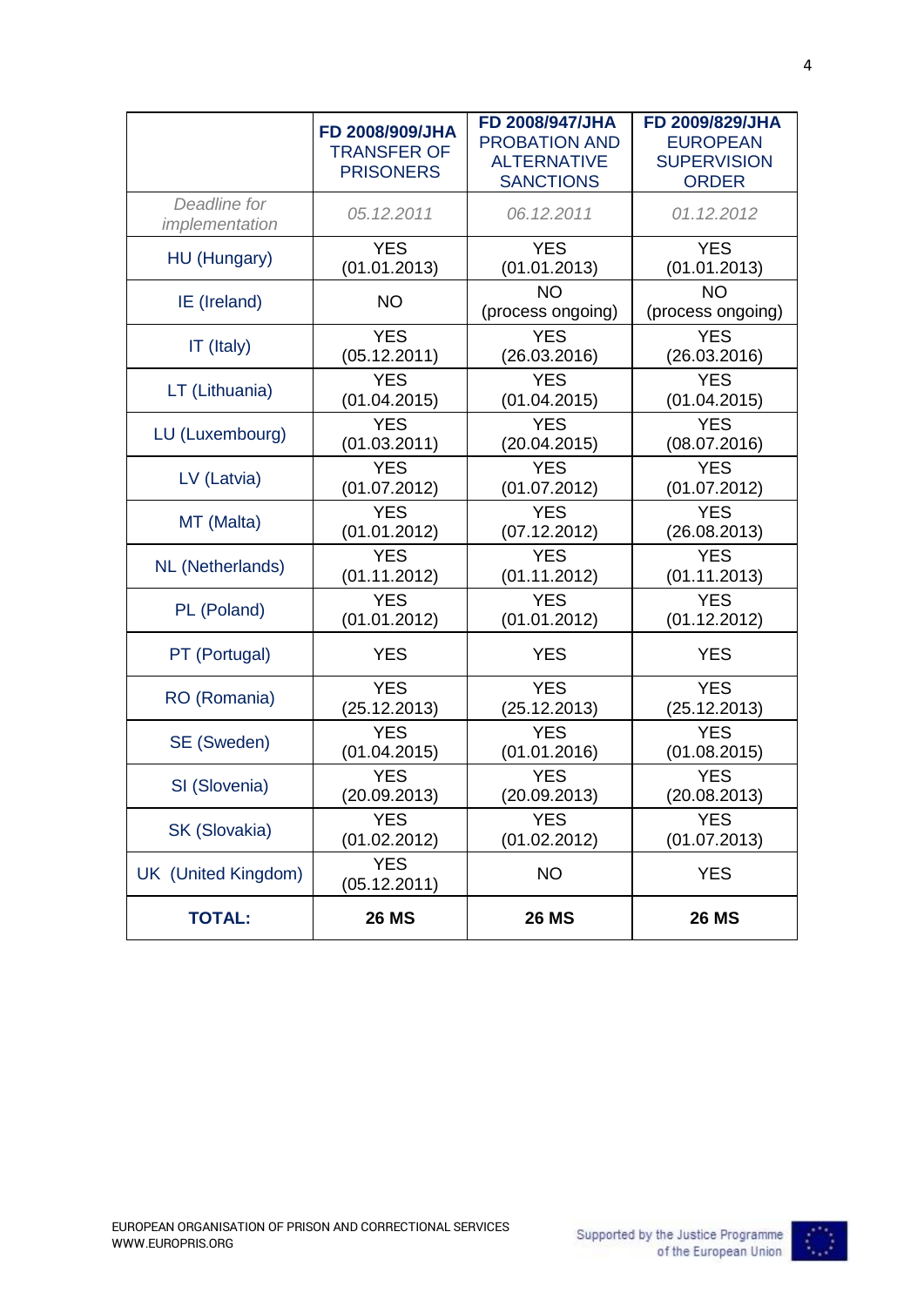|  | **FD 2008/909/JHA** TRANSFER OF PRISONERS | **FD 2008/947/JHA** PROBATION AND ALTERNATIVE SANCTIONS | **FD 2009/829/JHA** EUROPEAN SUPERVISION ORDER |
|---|---|---|---|
| *Deadline for implementation* | *05.12.2011* | *06.12.2011* | *01.12.2012* |
| HU (Hungary) | YES (01.01.2013) | YES (01.01.2013) | YES (01.01.2013) |
| IE (Ireland) | NO | NO (process ongoing) | NO (process ongoing) |
| IT (Italy) | YES (05.12.2011) | YES (26.03.2016) | YES (26.03.2016) |
| LT (Lithuania) | YES (01.04.2015) | YES (01.04.2015) | YES (01.04.2015) |
| LU (Luxembourg) | YES (01.03.2011) | YES (20.04.2015) | YES (08.07.2016) |
| LV (Latvia) | YES (01.07.2012) | YES (01.07.2012) | YES (01.07.2012) |
| MT (Malta) | YES (01.01.2012) | YES (07.12.2012) | YES (26.08.2013) |
| NL (Netherlands) | YES (01.11.2012) | YES (01.11.2012) | YES (01.11.2013) |
| PL (Poland) | YES (01.01.2012) | YES (01.01.2012) | YES (01.12.2012) |
| PT (Portugal) | YES | YES | YES |
| RO (Romania) | YES (25.12.2013) | YES (25.12.2013) | YES (25.12.2013) |
| SE (Sweden) | YES (01.04.2015) | YES (01.01.2016) | YES (01.08.2015) |
| SI (Slovenia) | YES (20.09.2013) | YES (20.09.2013) | YES (20.08.2013) |
| SK (Slovakia) | YES (01.02.2012) | YES (01.02.2012) | YES (01.07.2013) |
| UK (United Kingdom) | YES (05.12.2011) | NO | YES |
| **TOTAL:** | **26 MS** | **26 MS** | **26 MS** |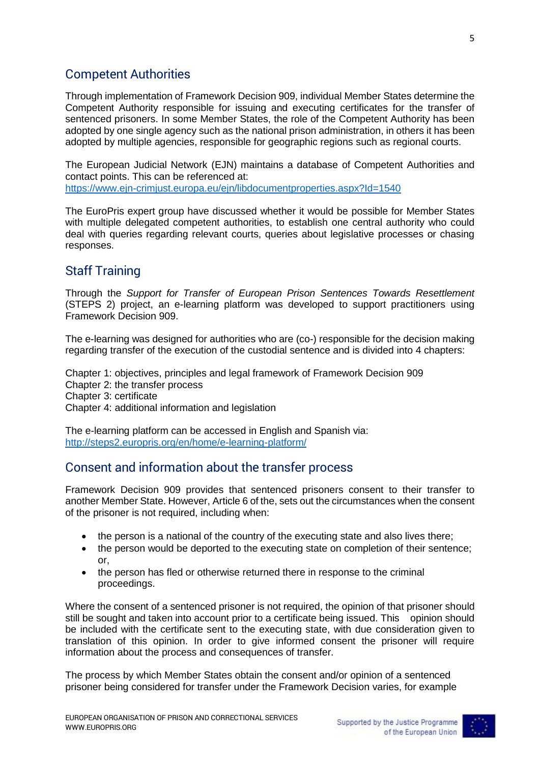## Competent Authorities

Through implementation of Framework Decision 909, individual Member States determine the Competent Authority responsible for issuing and executing certificates for the transfer of sentenced prisoners. In some Member States, the role of the Competent Authority has been adopted by one single agency such as the national prison administration, in others it has been adopted by multiple agencies, responsible for geographic regions such as regional courts.

The European Judicial Network (EJN) maintains a database of Competent Authorities and contact points. This can be referenced at:
https://www.ejn-crimjust.europa.eu/ejn/libdocumentproperties.aspx?Id=1540

The EuroPris expert group have discussed whether it would be possible for Member States with multiple delegated competent authorities, to establish one central authority who could deal with queries regarding relevant courts, queries about legislative processes or chasing responses.

## Staff Training

Through the *Support for Transfer of European Prison Sentences Towards Resettlement* (STEPS 2) project, an e-learning platform was developed to support practitioners using Framework Decision 909.

The e-learning was designed for authorities who are (co-) responsible for the decision making regarding transfer of the execution of the custodial sentence and is divided into 4 chapters:

Chapter 1: objectives, principles and legal framework of Framework Decision 909
Chapter 2: the transfer process
Chapter 3: certificate
Chapter 4: additional information and legislation

The e-learning platform can be accessed in English and Spanish via:
http://steps2.europris.org/en/home/e-learning-platform/

## Consent and information about the transfer process

Framework Decision 909 provides that sentenced prisoners consent to their transfer to another Member State. However, Article 6 of the, sets out the circumstances when the consent of the prisoner is not required, including when:

- the person is a national of the country of the executing state and also lives there;
- the person would be deported to the executing state on completion of their sentence; or,
- the person has fled or otherwise returned there in response to the criminal proceedings.

Where the consent of a sentenced prisoner is not required, the opinion of that prisoner should still be sought and taken into account prior to a certificate being issued. This opinion should be included with the certificate sent to the executing state, with due consideration given to translation of this opinion. In order to give informed consent the prisoner will require information about the process and consequences of transfer.

The process by which Member States obtain the consent and/or opinion of a sentenced prisoner being considered for transfer under the Framework Decision varies, for example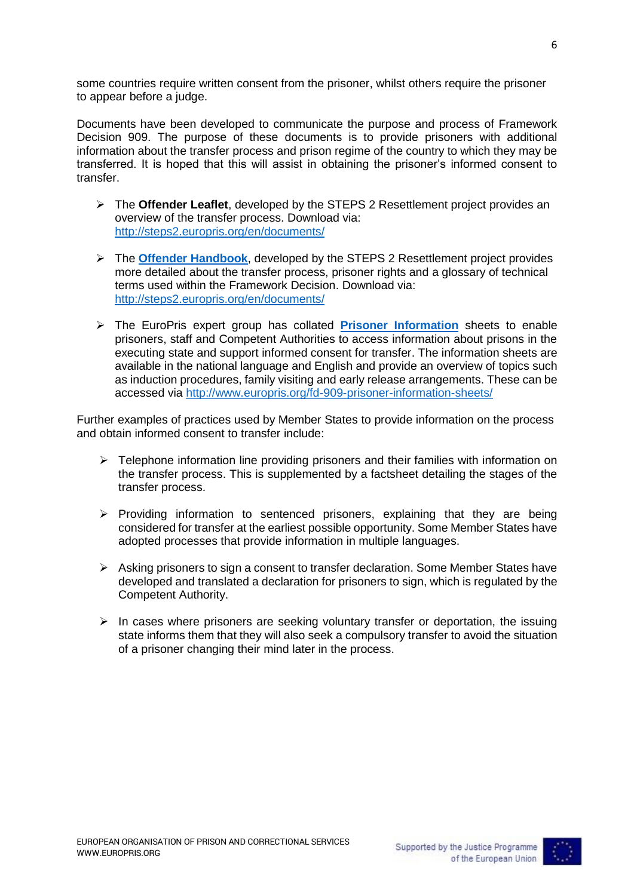some countries require written consent from the prisoner, whilst others require the prisoner to appear before a judge.

Documents have been developed to communicate the purpose and process of Framework Decision 909. The purpose of these documents is to provide prisoners with additional information about the transfer process and prison regime of the country to which they may be transferred. It is hoped that this will assist in obtaining the prisoner's informed consent to transfer.

- The **Offender Leaflet**, developed by the STEPS 2 Resettlement project provides an overview of the transfer process. Download via: http://steps2.europris.org/en/documents/

- The **Offender Handbook**, developed by the STEPS 2 Resettlement project provides more detailed about the transfer process, prisoner rights and a glossary of technical terms used within the Framework Decision. Download via: http://steps2.europris.org/en/documents/

- The EuroPris expert group has collated **Prisoner Information** sheets to enable prisoners, staff and Competent Authorities to access information about prisons in the executing state and support informed consent for transfer. The information sheets are available in the national language and English and provide an overview of topics such as induction procedures, family visiting and early release arrangements. These can be accessed via http://www.europris.org/fd-909-prisoner-information-sheets/

Further examples of practices used by Member States to provide information on the process and obtain informed consent to transfer include:

- Telephone information line providing prisoners and their families with information on the transfer process. This is supplemented by a factsheet detailing the stages of the transfer process.

- Providing information to sentenced prisoners, explaining that they are being considered for transfer at the earliest possible opportunity. Some Member States have adopted processes that provide information in multiple languages.

- Asking prisoners to sign a consent to transfer declaration. Some Member States have developed and translated a declaration for prisoners to sign, which is regulated by the Competent Authority.

- In cases where prisoners are seeking voluntary transfer or deportation, the issuing state informs them that they will also seek a compulsory transfer to avoid the situation of a prisoner changing their mind later in the process.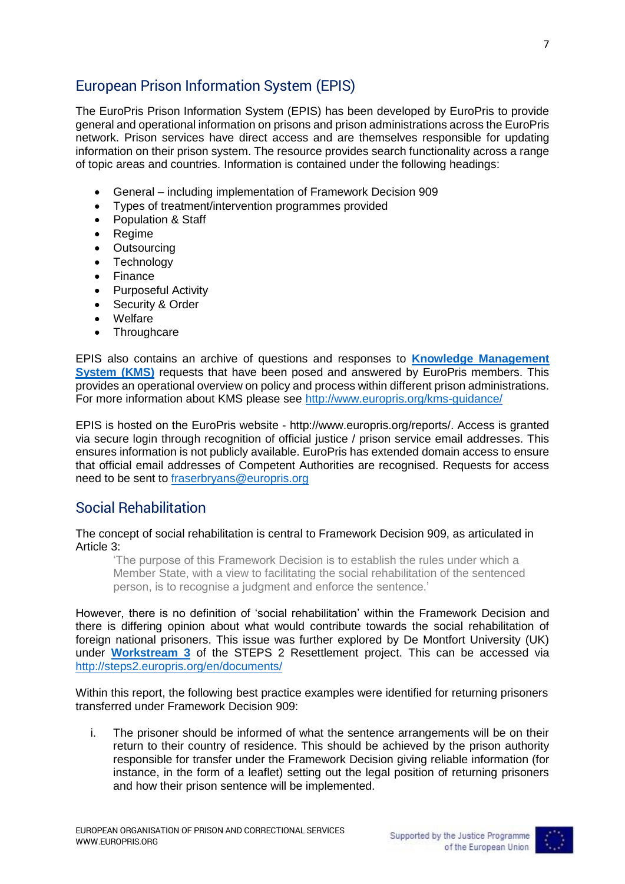## European Prison Information System (EPIS)

The EuroPris Prison Information System (EPIS) has been developed by EuroPris to provide general and operational information on prisons and prison administrations across the EuroPris network. Prison services have direct access and are themselves responsible for updating information on their prison system. The resource provides search functionality across a range of topic areas and countries. Information is contained under the following headings:

- General – including implementation of Framework Decision 909
- Types of treatment/intervention programmes provided
- Population & Staff
- Regime
- Outsourcing
- Technology
- Finance
- Purposeful Activity
- Security & Order
- Welfare
- Throughcare

EPIS also contains an archive of questions and responses to **Knowledge Management System (KMS)** requests that have been posed and answered by EuroPris members. This provides an operational overview on policy and process within different prison administrations. For more information about KMS please see http://www.europris.org/kms-guidance/

EPIS is hosted on the EuroPris website - http://www.europris.org/reports/. Access is granted via secure login through recognition of official justice / prison service email addresses. This ensures information is not publicly available. EuroPris has extended domain access to ensure that official email addresses of Competent Authorities are recognised. Requests for access need to be sent to fraserbryans@europris.org

## Social Rehabilitation

The concept of social rehabilitation is central to Framework Decision 909, as articulated in Article 3:

> 'The purpose of this Framework Decision is to establish the rules under which a Member State, with a view to facilitating the social rehabilitation of the sentenced person, is to recognise a judgment and enforce the sentence.'

However, there is no definition of 'social rehabilitation' within the Framework Decision and there is differing opinion about what would contribute towards the social rehabilitation of foreign national prisoners. This issue was further explored by De Montfort University (UK) under **Workstream 3** of the STEPS 2 Resettlement project. This can be accessed via http://steps2.europris.org/en/documents/

Within this report, the following best practice examples were identified for returning prisoners transferred under Framework Decision 909:

i. The prisoner should be informed of what the sentence arrangements will be on their return to their country of residence. This should be achieved by the prison authority responsible for transfer under the Framework Decision giving reliable information (for instance, in the form of a leaflet) setting out the legal position of returning prisoners and how their prison sentence will be implemented.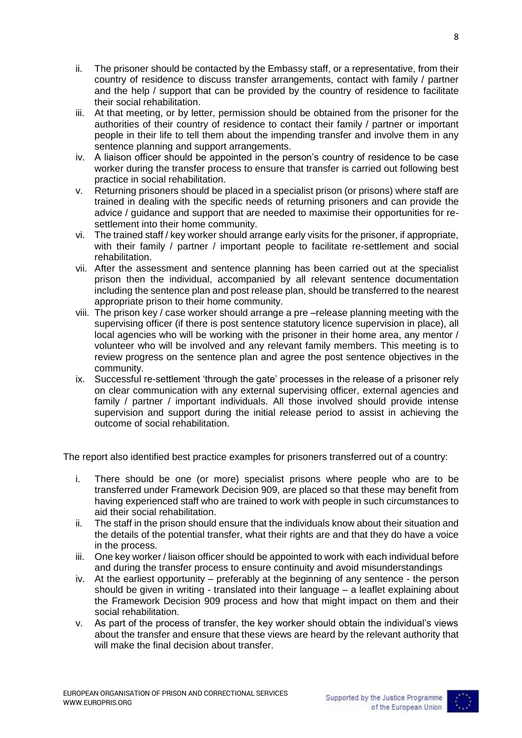ii. The prisoner should be contacted by the Embassy staff, or a representative, from their country of residence to discuss transfer arrangements, contact with family / partner and the help / support that can be provided by the country of residence to facilitate their social rehabilitation.
iii. At that meeting, or by letter, permission should be obtained from the prisoner for the authorities of their country of residence to contact their family / partner or important people in their life to tell them about the impending transfer and involve them in any sentence planning and support arrangements.
iv. A liaison officer should be appointed in the person's country of residence to be case worker during the transfer process to ensure that transfer is carried out following best practice in social rehabilitation.
v. Returning prisoners should be placed in a specialist prison (or prisons) where staff are trained in dealing with the specific needs of returning prisoners and can provide the advice / guidance and support that are needed to maximise their opportunities for re-settlement into their home community.
vi. The trained staff / key worker should arrange early visits for the prisoner, if appropriate, with their family / partner / important people to facilitate re-settlement and social rehabilitation.
vii. After the assessment and sentence planning has been carried out at the specialist prison then the individual, accompanied by all relevant sentence documentation including the sentence plan and post release plan, should be transferred to the nearest appropriate prison to their home community.
viii. The prison key / case worker should arrange a pre –release planning meeting with the supervising officer (if there is post sentence statutory licence supervision in place), all local agencies who will be working with the prisoner in their home area, any mentor / volunteer who will be involved and any relevant family members. This meeting is to review progress on the sentence plan and agree the post sentence objectives in the community.
ix. Successful re-settlement 'through the gate' processes in the release of a prisoner rely on clear communication with any external supervising officer, external agencies and family / partner / important individuals. All those involved should provide intense supervision and support during the initial release period to assist in achieving the outcome of social rehabilitation.

The report also identified best practice examples for prisoners transferred out of a country:

i. There should be one (or more) specialist prisons where people who are to be transferred under Framework Decision 909, are placed so that these may benefit from having experienced staff who are trained to work with people in such circumstances to aid their social rehabilitation.
ii. The staff in the prison should ensure that the individuals know about their situation and the details of the potential transfer, what their rights are and that they do have a voice in the process.
iii. One key worker / liaison officer should be appointed to work with each individual before and during the transfer process to ensure continuity and avoid misunderstandings
iv. At the earliest opportunity – preferably at the beginning of any sentence - the person should be given in writing - translated into their language – a leaflet explaining about the Framework Decision 909 process and how that might impact on them and their social rehabilitation.
v. As part of the process of transfer, the key worker should obtain the individual's views about the transfer and ensure that these views are heard by the relevant authority that will make the final decision about transfer.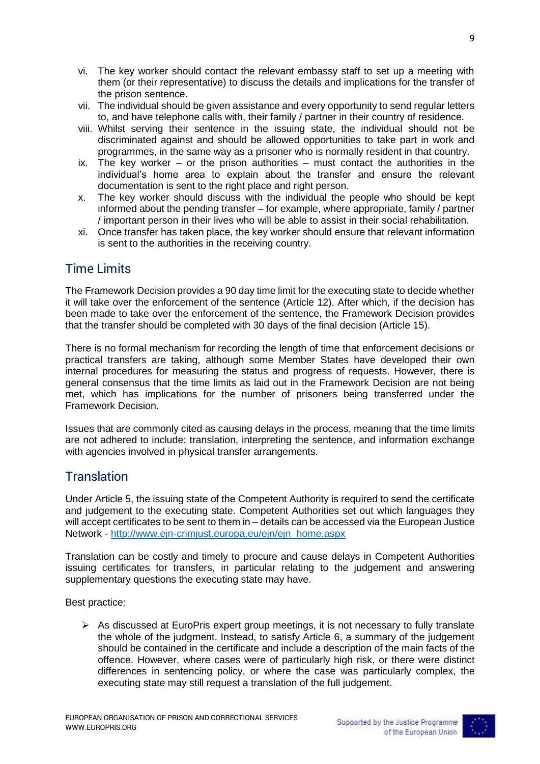vi. The key worker should contact the relevant embassy staff to set up a meeting with them (or their representative) to discuss the details and implications for the transfer of the prison sentence.
vii. The individual should be given assistance and every opportunity to send regular letters to, and have telephone calls with, their family / partner in their country of residence.
viii. Whilst serving their sentence in the issuing state, the individual should not be discriminated against and should be allowed opportunities to take part in work and programmes, in the same way as a prisoner who is normally resident in that country.
ix. The key worker – or the prison authorities – must contact the authorities in the individual's home area to explain about the transfer and ensure the relevant documentation is sent to the right place and right person.
x. The key worker should discuss with the individual the people who should be kept informed about the pending transfer – for example, where appropriate, family / partner / important person in their lives who will be able to assist in their social rehabilitation.
xi. Once transfer has taken place, the key worker should ensure that relevant information is sent to the authorities in the receiving country.

## Time Limits

The Framework Decision provides a 90 day time limit for the executing state to decide whether it will take over the enforcement of the sentence (Article 12). After which, if the decision has been made to take over the enforcement of the sentence, the Framework Decision provides that the transfer should be completed with 30 days of the final decision (Article 15).

There is no formal mechanism for recording the length of time that enforcement decisions or practical transfers are taking, although some Member States have developed their own internal procedures for measuring the status and progress of requests. However, there is general consensus that the time limits as laid out in the Framework Decision are not being met, which has implications for the number of prisoners being transferred under the Framework Decision.

Issues that are commonly cited as causing delays in the process, meaning that the time limits are not adhered to include: translation, interpreting the sentence, and information exchange with agencies involved in physical transfer arrangements.

## Translation

Under Article 5, the issuing state of the Competent Authority is required to send the certificate and judgement to the executing state. Competent Authorities set out which languages they will accept certificates to be sent to them in – details can be accessed via the European Justice Network - http://www.ejn-crimjust.europa.eu/ejn/ejn_home.aspx

Translation can be costly and timely to procure and cause delays in Competent Authorities issuing certificates for transfers, in particular relating to the judgement and answering supplementary questions the executing state may have.

Best practice:

- As discussed at EuroPris expert group meetings, it is not necessary to fully translate the whole of the judgment. Instead, to satisfy Article 6, a summary of the judgement should be contained in the certificate and include a description of the main facts of the offence. However, where cases were of particularly high risk, or there were distinct differences in sentencing policy, or where the case was particularly complex, the executing state may still request a translation of the full judgement.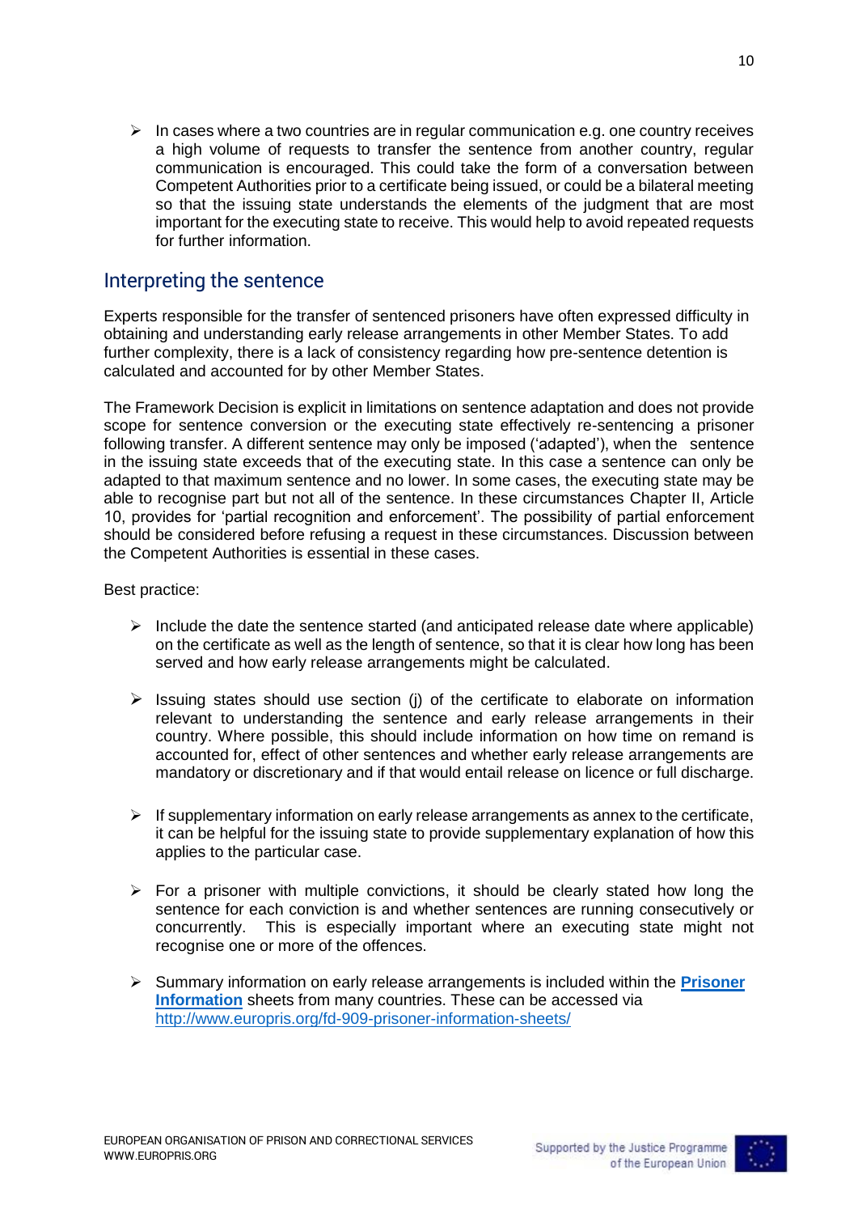- In cases where a two countries are in regular communication e.g. one country receives a high volume of requests to transfer the sentence from another country, regular communication is encouraged. This could take the form of a conversation between Competent Authorities prior to a certificate being issued, or could be a bilateral meeting so that the issuing state understands the elements of the judgment that are most important for the executing state to receive. This would help to avoid repeated requests for further information.

## Interpreting the sentence

Experts responsible for the transfer of sentenced prisoners have often expressed difficulty in obtaining and understanding early release arrangements in other Member States. To add further complexity, there is a lack of consistency regarding how pre-sentence detention is calculated and accounted for by other Member States.

The Framework Decision is explicit in limitations on sentence adaptation and does not provide scope for sentence conversion or the executing state effectively re-sentencing a prisoner following transfer. A different sentence may only be imposed ('adapted'), when the sentence in the issuing state exceeds that of the executing state. In this case a sentence can only be adapted to that maximum sentence and no lower. In some cases, the executing state may be able to recognise part but not all of the sentence. In these circumstances Chapter II, Article 10, provides for 'partial recognition and enforcement'. The possibility of partial enforcement should be considered before refusing a request in these circumstances. Discussion between the Competent Authorities is essential in these cases.

Best practice:

- Include the date the sentence started (and anticipated release date where applicable) on the certificate as well as the length of sentence, so that it is clear how long has been served and how early release arrangements might be calculated.
- Issuing states should use section (j) of the certificate to elaborate on information relevant to understanding the sentence and early release arrangements in their country. Where possible, this should include information on how time on remand is accounted for, effect of other sentences and whether early release arrangements are mandatory or discretionary and if that would entail release on licence or full discharge.
- If supplementary information on early release arrangements as annex to the certificate, it can be helpful for the issuing state to provide supplementary explanation of how this applies to the particular case.
- For a prisoner with multiple convictions, it should be clearly stated how long the sentence for each conviction is and whether sentences are running consecutively or concurrently. This is especially important where an executing state might not recognise one or more of the offences.
- Summary information on early release arrangements is included within the **Prisoner Information** sheets from many countries. These can be accessed via http://www.europris.org/fd-909-prisoner-information-sheets/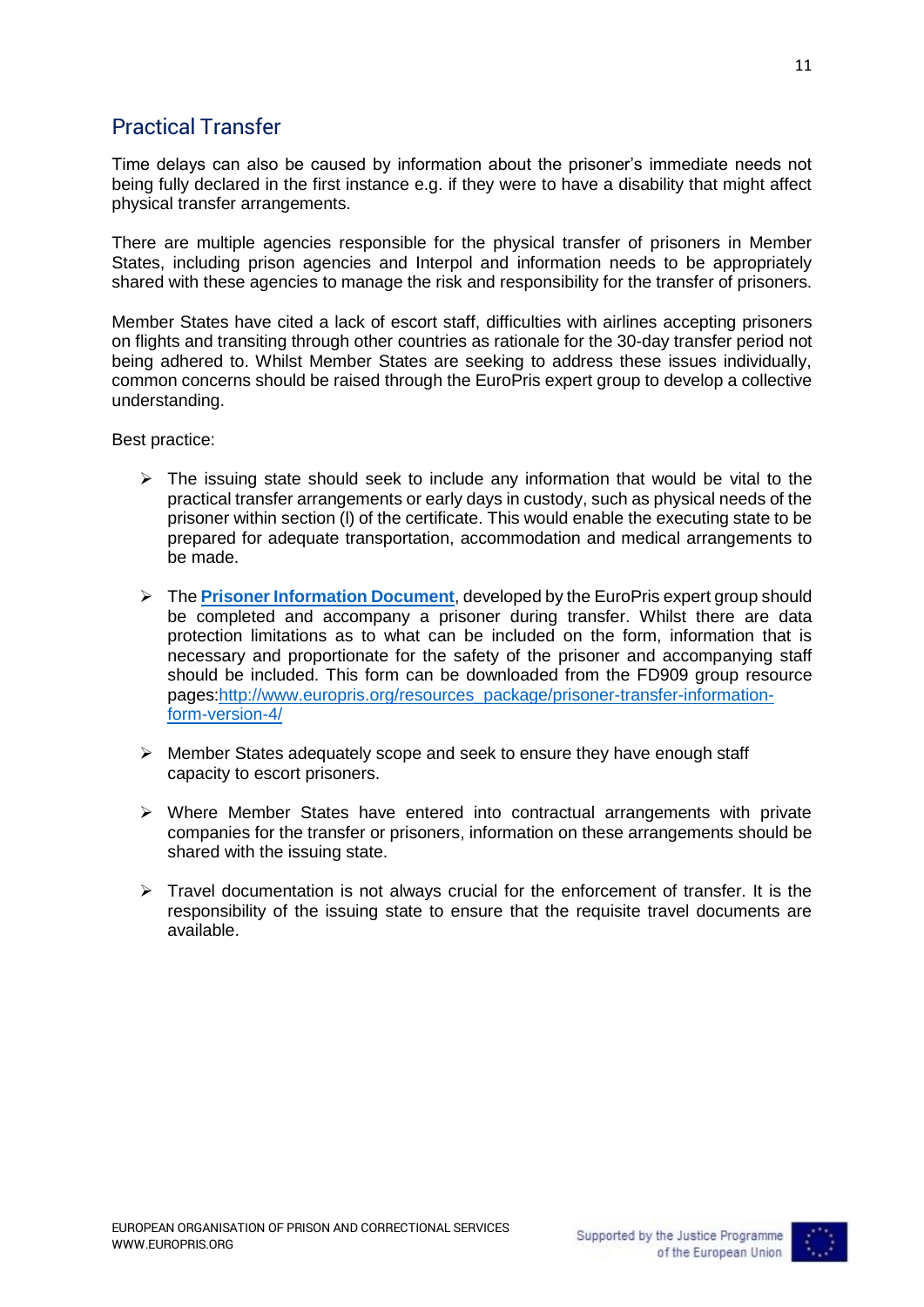## Practical Transfer

Time delays can also be caused by information about the prisoner's immediate needs not being fully declared in the first instance e.g. if they were to have a disability that might affect physical transfer arrangements.

There are multiple agencies responsible for the physical transfer of prisoners in Member States, including prison agencies and Interpol and information needs to be appropriately shared with these agencies to manage the risk and responsibility for the transfer of prisoners.

Member States have cited a lack of escort staff, difficulties with airlines accepting prisoners on flights and transiting through other countries as rationale for the 30-day transfer period not being adhered to. Whilst Member States are seeking to address these issues individually, common concerns should be raised through the EuroPris expert group to develop a collective understanding.

Best practice:

- The issuing state should seek to include any information that would be vital to the practical transfer arrangements or early days in custody, such as physical needs of the prisoner within section (l) of the certificate. This would enable the executing state to be prepared for adequate transportation, accommodation and medical arrangements to be made.
- The **Prisoner Information Document**, developed by the EuroPris expert group should be completed and accompany a prisoner during transfer. Whilst there are data protection limitations as to what can be included on the form, information that is necessary and proportionate for the safety of the prisoner and accompanying staff should be included. This form can be downloaded from the FD909 group resource pages:http://www.europris.org/resources_package/prisoner-transfer-information-form-version-4/
- Member States adequately scope and seek to ensure they have enough staff capacity to escort prisoners.
- Where Member States have entered into contractual arrangements with private companies for the transfer or prisoners, information on these arrangements should be shared with the issuing state.
- Travel documentation is not always crucial for the enforcement of transfer. It is the responsibility of the issuing state to ensure that the requisite travel documents are available.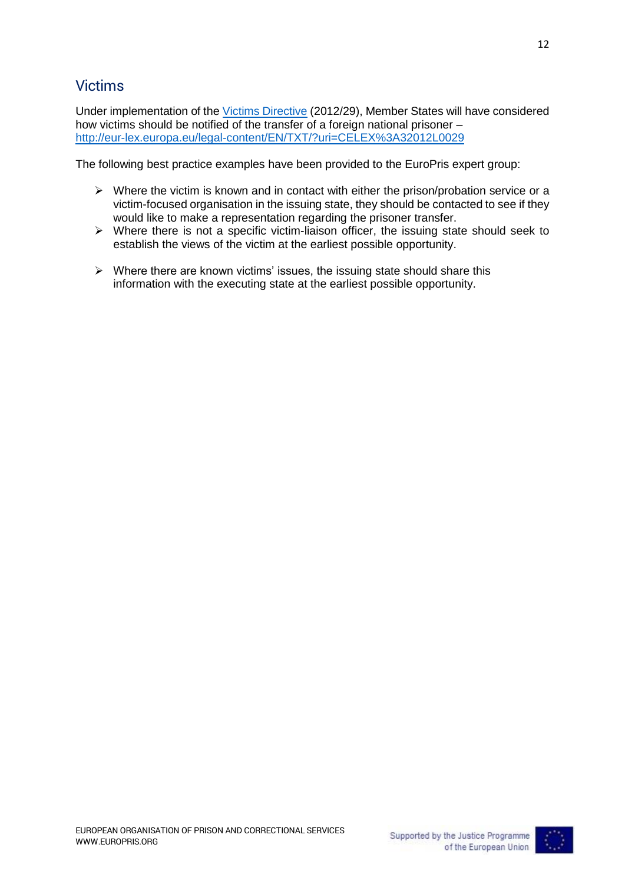## Victims

Under implementation of the [Victims Directive](http://eur-lex.europa.eu/legal-content/EN/TXT/?uri=CELEX%3A32012L0029) (2012/29), Member States will have considered how victims should be notified of the transfer of a foreign national prisoner – http://eur-lex.europa.eu/legal-content/EN/TXT/?uri=CELEX%3A32012L0029

The following best practice examples have been provided to the EuroPris expert group:

- Where the victim is known and in contact with either the prison/probation service or a victim-focused organisation in the issuing state, they should be contacted to see if they would like to make a representation regarding the prisoner transfer.
- Where there is not a specific victim-liaison officer, the issuing state should seek to establish the views of the victim at the earliest possible opportunity.
- Where there are known victims' issues, the issuing state should share this information with the executing state at the earliest possible opportunity.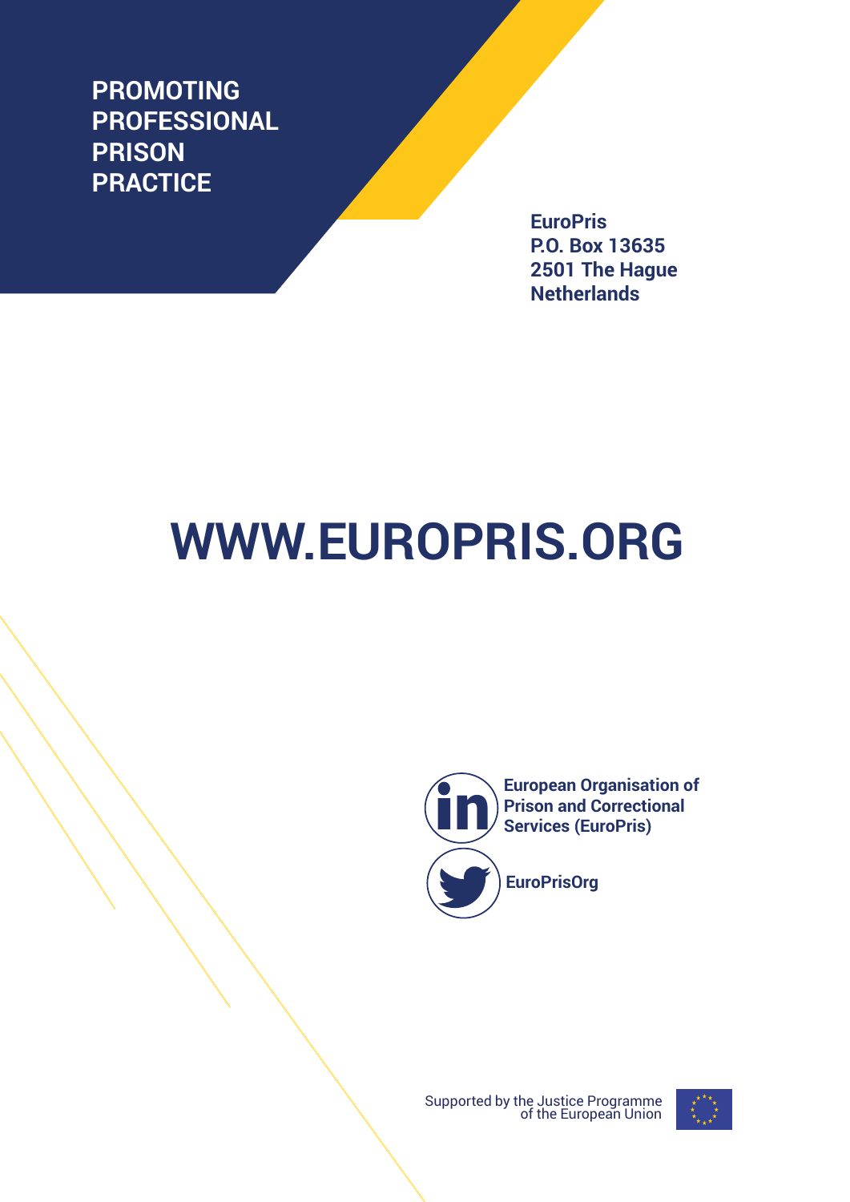**PROMOTING PROFESSIONAL PRISON PRACTICE**

**EuroPris**
**P.O. Box 13635**
**2501 The Hague**
**Netherlands**

# WWW.EUROPRIS.ORG

**European Organisation of Prison and Correctional Services (EuroPris)**

**EuroPrisOrg**

Supported by the Justice Programme of the European Union